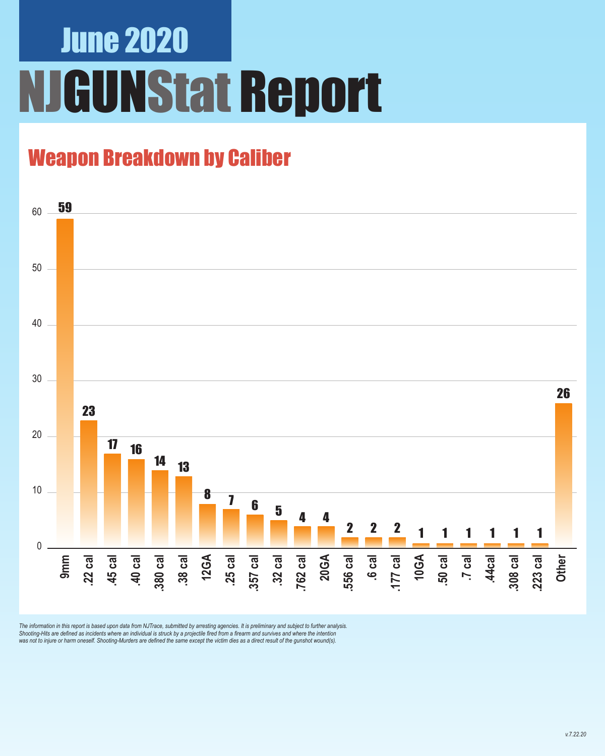# June 2020

# NJGUNStat Report

## Weapon Breakdown by Caliber

| Caliber | Count |
|---|---|
| 9mm | 59 |
| .22 cal | 23 |
| .45 cal | 17 |
| .40 cal | 16 |
| .380 cal | 14 |
| .38 cal | 13 |
| 12GA | 8 |
| .25 cal | 7 |
| .357 cal | 6 |
| .32 cal | 5 |
| .762 cal | 4 |
| 20GA | 4 |
| .556 cal | 2 |
| .6 cal | 2 |
| .177 cal | 2 |
| 10GA | 1 |
| .50 cal | 1 |
| .7 cal | 1 |
| .44cal | 1 |
| .308 cal | 1 |
| .223 cal | 1 |
| Other | 26 |

*The information in this report is based upon data from NJTrace, submitted by arresting agencies. It is preliminary and subject to further analysis. Shooting-Hits are defined as incidents where an individual is struck by a projectile fired from a firearm and survives and where the intention was not to injure or harm oneself. Shooting-Murders are defined the same except the victim dies as a direct result of the gunshot wound(s).*

*v.7.22.20*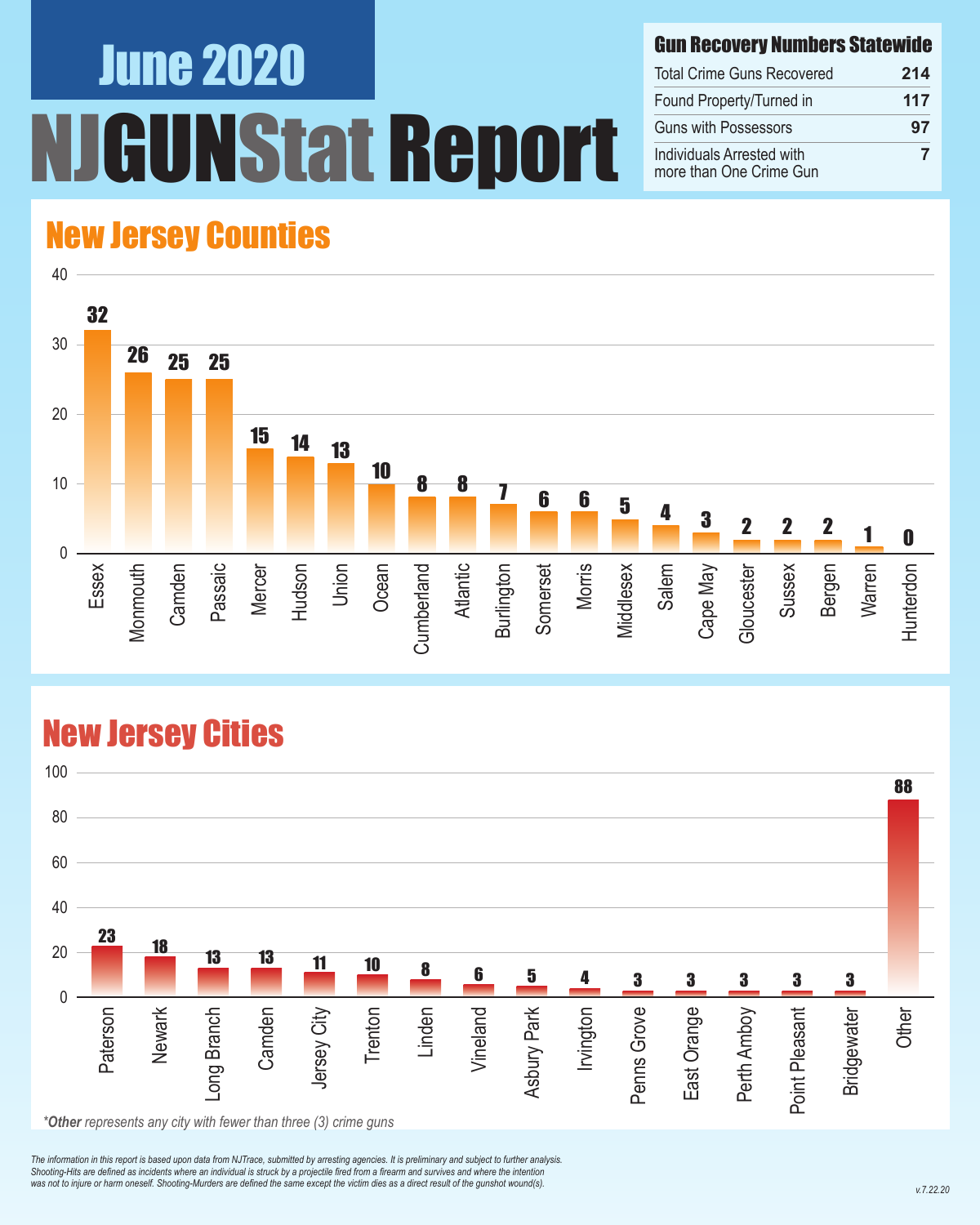# June 2020

# NJGUNStat Report

## Gun Recovery Numbers Statewide

| Gun Recovery Numbers Statewide | |
|---|---|
| Total Crime Guns Recovered | 214 |
| Found Property/Turned in | 117 |
| Guns with Possessors | 97 |
| Individuals Arrested with more than One Crime Gun | 7 |

## New Jersey Counties

| County | Crime Guns |
|---|---|
| Essex | 32 |
| Monmouth | 26 |
| Camden | 25 |
| Passaic | 25 |
| Mercer | 15 |
| Hudson | 14 |
| Union | 13 |
| Ocean | 10 |
| Cumberland | 8 |
| Atlantic | 8 |
| Burlington | 7 |
| Somerset | 6 |
| Morris | 6 |
| Middlesex | 5 |
| Salem | 4 |
| Cape May | 3 |
| Gloucester | 2 |
| Sussex | 2 |
| Bergen | 2 |
| Warren | 1 |
| Hunterdon | 0 |

## New Jersey Cities

| City | Crime Guns |
|---|---|
| Paterson | 23 |
| Newark | 18 |
| Long Branch | 13 |
| Camden | 13 |
| Jersey City | 11 |
| Trenton | 10 |
| Linden | 8 |
| Vineland | 6 |
| Asbury Park | 5 |
| Irvington | 4 |
| Penns Grove | 3 |
| East Orange | 3 |
| Perth Amboy | 3 |
| Point Pleasant | 3 |
| Bridgewater | 3 |
| Other | 88 |

*\*Other represents any city with fewer than three (3) crime guns*

*The information in this report is based upon data from NJTrace, submitted by arresting agencies. It is preliminary and subject to further analysis. Shooting-Hits are defined as incidents where an individual is struck by a projectile fired from a firearm and survives and where the intention was not to injure or harm oneself. Shooting-Murders are defined the same except the victim dies as a direct result of the gunshot wound(s).*

v.7.22.20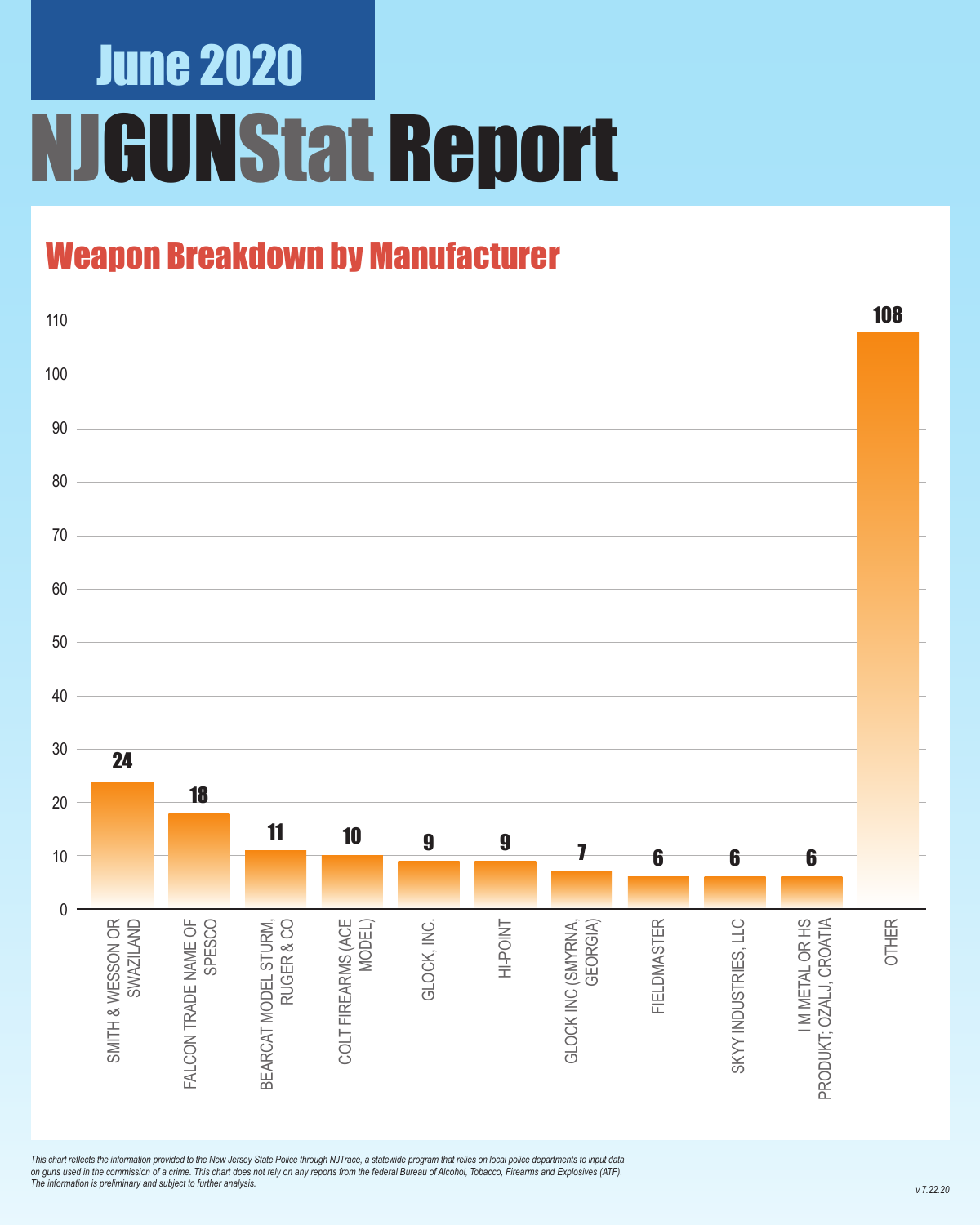# June 2020

# NJGUNStat Report

## Weapon Breakdown by Manufacturer

| Manufacturer | Count |
|---|---|
| SMITH & WESSON OR SWAZILAND | 24 |
| FALCON TRADE NAME OF SPESCO | 18 |
| BEARCAT MODEL STURM, RUGER & CO | 11 |
| COLT FIREARMS (ACE MODEL) | 10 |
| GLOCK, INC. | 9 |
| HI-POINT | 9 |
| GLOCK INC (SMYRNA, GEORGIA) | 7 |
| FIELDMASTER | 6 |
| SKYY INDUSTRIES, LLC | 6 |
| I M METAL OR HS PRODUKT; OZALJ, CROATIA | 6 |
| OTHER | 108 |

*This chart reflects the information provided to the New Jersey State Police through NJTrace, a statewide program that relies on local police departments to input data on guns used in the commission of a crime. This chart does not rely on any reports from the federal Bureau of Alcohol, Tobacco, Firearms and Explosives (ATF). The information is preliminary and subject to further analysis.*

v.7.22.20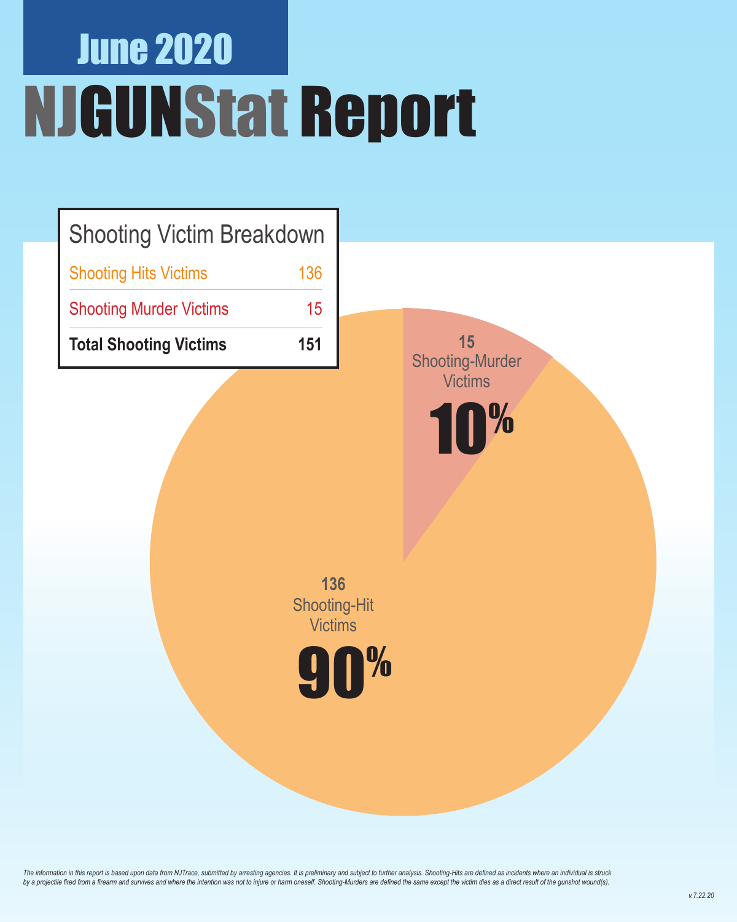## June 2020

# NJGUNStat Report

### Shooting Victim Breakdown

| | |
|---|---|
| Shooting Hits Victims | 136 |
| Shooting Murder Victims | 15 |
| **Total Shooting Victims** | **151** |

15
Shooting-Murder Victims
10%

136
Shooting-Hit Victims
90%

*The information in this report is based upon data from NJTrace, submitted by arresting agencies. It is preliminary and subject to further analysis. Shooting-Hits are defined as incidents where an individual is struck by a projectile fired from a firearm and survives and where the intention was not to injure or harm oneself. Shooting-Murders are defined the same except the victim dies as a direct result of the gunshot wound(s).*

v.7.22.20